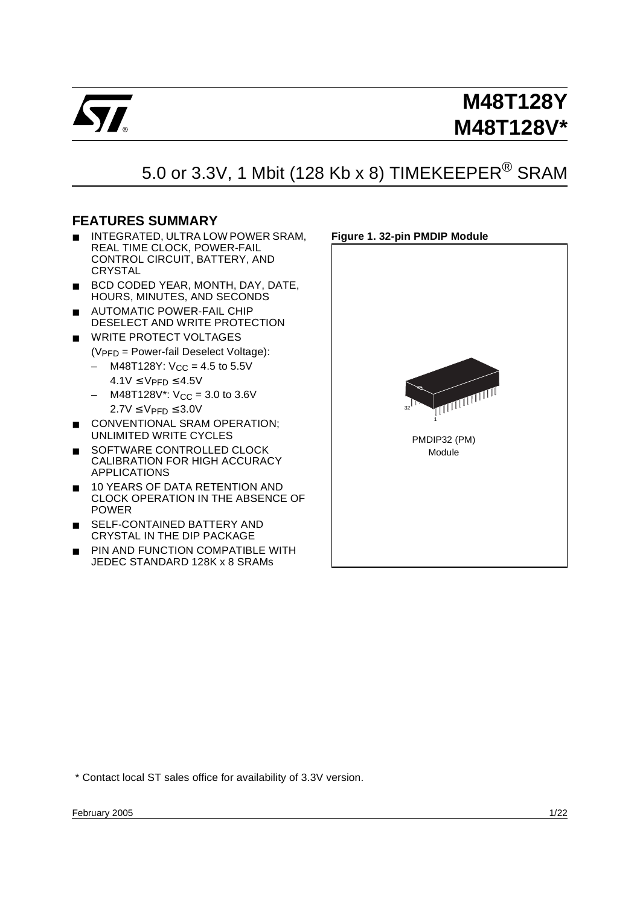# M48T128Y
# M48T128V*

## 5.0 or 3.3V, 1 Mbit (128 Kb x 8) TIMEKEEPER® SRAM

### FEATURES SUMMARY

- INTEGRATED, ULTRA LOW POWER SRAM, REAL TIME CLOCK, POWER-FAIL CONTROL CIRCUIT, BATTERY, AND CRYSTAL
- BCD CODED YEAR, MONTH, DAY, DATE, HOURS, MINUTES, AND SECONDS
- AUTOMATIC POWER-FAIL CHIP DESELECT AND WRITE PROTECTION
- WRITE PROTECT VOLTAGES ($V_{PFD}$ = Power-fail Deselect Voltage):
  - M48T128Y: $V_{CC}$ = 4.5 to 5.5V
    $4.1V \leq V_{PFD} \leq 4.5V$
  - M48T128V*: $V_{CC}$ = 3.0 to 3.6V
    $2.7V \leq V_{PFD} \leq 3.0V$
- CONVENTIONAL SRAM OPERATION; UNLIMITED WRITE CYCLES
- SOFTWARE CONTROLLED CLOCK CALIBRATION FOR HIGH ACCURACY APPLICATIONS
- 10 YEARS OF DATA RETENTION AND CLOCK OPERATION IN THE ABSENCE OF POWER
- SELF-CONTAINED BATTERY AND CRYSTAL IN THE DIP PACKAGE
- PIN AND FUNCTION COMPATIBLE WITH JEDEC STANDARD 128K x 8 SRAMs

**Figure 1. 32-pin PMDIP Module**

PMDIP32 (PM) Module

\* Contact local ST sales office for availability of 3.3V version.

February 2005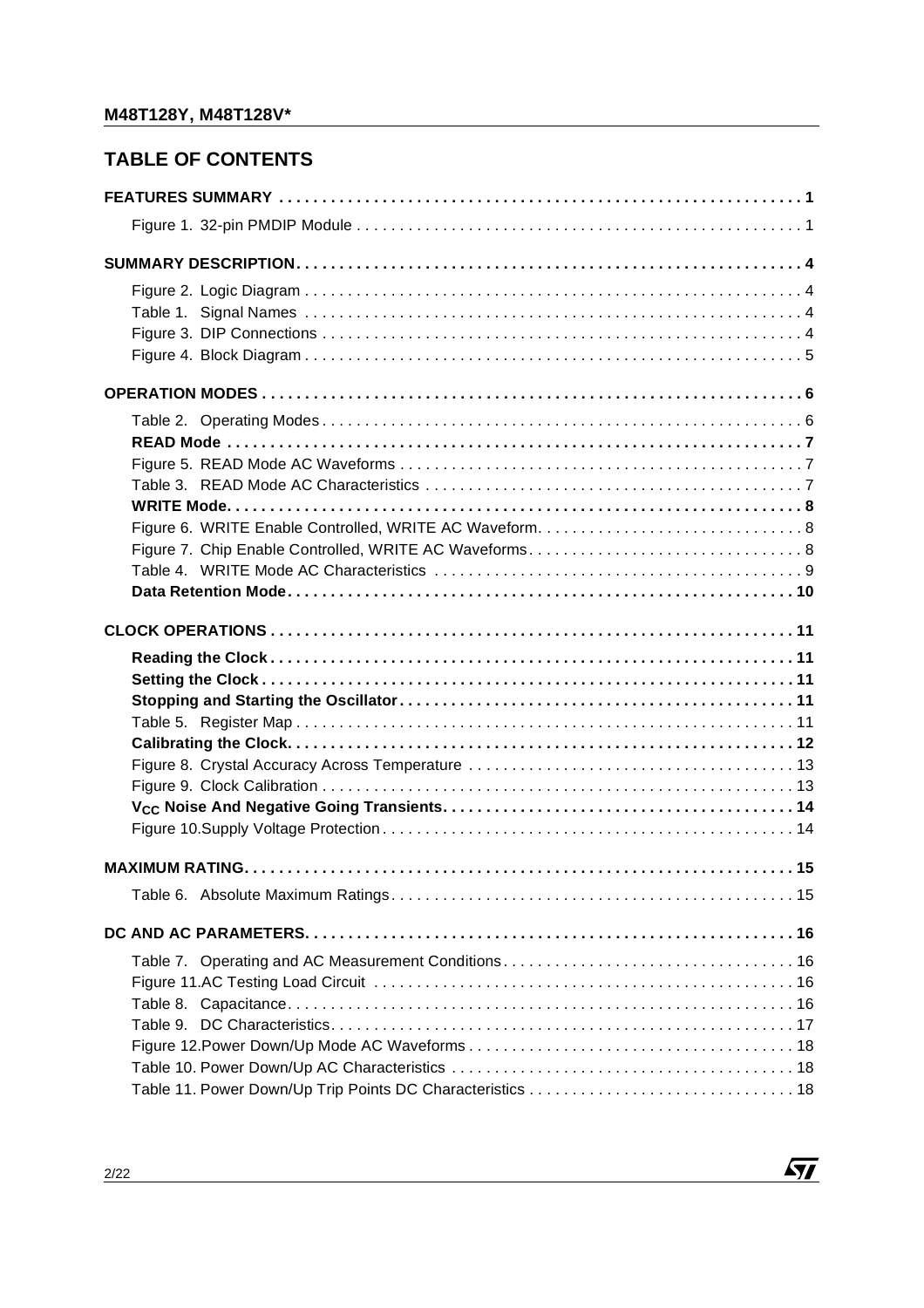## TABLE OF CONTENTS

**FEATURES SUMMARY . . . . . . . . . . . . . . . . . . . . . . . . . . . . . . . . . . . . . . . . . . . . . . . . . . . . . . . . . . . . . 1**

Figure 1. 32-pin PMDIP Module . . . . . . . . . . . . . . . . . . . . . . . . . . . . . . . . . . . . . . . . . . . . . . . . . . . . 1

**SUMMARY DESCRIPTION. . . . . . . . . . . . . . . . . . . . . . . . . . . . . . . . . . . . . . . . . . . . . . . . . . . . . . . . . . . . 4**

Figure 2. Logic Diagram . . . . . . . . . . . . . . . . . . . . . . . . . . . . . . . . . . . . . . . . . . . . . . . . . . . . . . . . . 4
Table 1. Signal Names . . . . . . . . . . . . . . . . . . . . . . . . . . . . . . . . . . . . . . . . . . . . . . . . . . . . . . . . . . 4
Figure 3. DIP Connections . . . . . . . . . . . . . . . . . . . . . . . . . . . . . . . . . . . . . . . . . . . . . . . . . . . . . . . . 4
Figure 4. Block Diagram . . . . . . . . . . . . . . . . . . . . . . . . . . . . . . . . . . . . . . . . . . . . . . . . . . . . . . . . . 5

**OPERATION MODES . . . . . . . . . . . . . . . . . . . . . . . . . . . . . . . . . . . . . . . . . . . . . . . . . . . . . . . . . . . . . . . . 6**

Table 2. Operating Modes . . . . . . . . . . . . . . . . . . . . . . . . . . . . . . . . . . . . . . . . . . . . . . . . . . . . . . . . 6
**READ Mode . . . . . . . . . . . . . . . . . . . . . . . . . . . . . . . . . . . . . . . . . . . . . . . . . . . . . . . . . . . . . . . . . 7**
Figure 5. READ Mode AC Waveforms . . . . . . . . . . . . . . . . . . . . . . . . . . . . . . . . . . . . . . . . . . . . . . . 7
Table 3. READ Mode AC Characteristics . . . . . . . . . . . . . . . . . . . . . . . . . . . . . . . . . . . . . . . . . . . . . 7
**WRITE Mode. . . . . . . . . . . . . . . . . . . . . . . . . . . . . . . . . . . . . . . . . . . . . . . . . . . . . . . . . . . . . . . . . 8**
Figure 6. WRITE Enable Controlled, WRITE AC Waveform. . . . . . . . . . . . . . . . . . . . . . . . . . . . . . . . 8
Figure 7. Chip Enable Controlled, WRITE AC Waveforms. . . . . . . . . . . . . . . . . . . . . . . . . . . . . . . . . 8
Table 4. WRITE Mode AC Characteristics . . . . . . . . . . . . . . . . . . . . . . . . . . . . . . . . . . . . . . . . . . . . 9
**Data Retention Mode. . . . . . . . . . . . . . . . . . . . . . . . . . . . . . . . . . . . . . . . . . . . . . . . . . . . . . . . . . 10**

**CLOCK OPERATIONS . . . . . . . . . . . . . . . . . . . . . . . . . . . . . . . . . . . . . . . . . . . . . . . . . . . . . . . . . . . . . . . 11**

**Reading the Clock . . . . . . . . . . . . . . . . . . . . . . . . . . . . . . . . . . . . . . . . . . . . . . . . . . . . . . . . . . . . 11**
**Setting the Clock . . . . . . . . . . . . . . . . . . . . . . . . . . . . . . . . . . . . . . . . . . . . . . . . . . . . . . . . . . . . . 11**
**Stopping and Starting the Oscillator . . . . . . . . . . . . . . . . . . . . . . . . . . . . . . . . . . . . . . . . . . . . . . 11**
Table 5. Register Map . . . . . . . . . . . . . . . . . . . . . . . . . . . . . . . . . . . . . . . . . . . . . . . . . . . . . . . . . . 11
**Calibrating the Clock. . . . . . . . . . . . . . . . . . . . . . . . . . . . . . . . . . . . . . . . . . . . . . . . . . . . . . . . . . 12**
Figure 8. Crystal Accuracy Across Temperature . . . . . . . . . . . . . . . . . . . . . . . . . . . . . . . . . . . . . . 13
Figure 9. Clock Calibration . . . . . . . . . . . . . . . . . . . . . . . . . . . . . . . . . . . . . . . . . . . . . . . . . . . . . . . 13
**$V_{CC}$ Noise And Negative Going Transients. . . . . . . . . . . . . . . . . . . . . . . . . . . . . . . . . . . . . . . . . . 14**
Figure 10.Supply Voltage Protection . . . . . . . . . . . . . . . . . . . . . . . . . . . . . . . . . . . . . . . . . . . . . . . . 14

**MAXIMUM RATING. . . . . . . . . . . . . . . . . . . . . . . . . . . . . . . . . . . . . . . . . . . . . . . . . . . . . . . . . . . . . . . . . 15**

Table 6. Absolute Maximum Ratings. . . . . . . . . . . . . . . . . . . . . . . . . . . . . . . . . . . . . . . . . . . . . . . . 15

**DC AND AC PARAMETERS. . . . . . . . . . . . . . . . . . . . . . . . . . . . . . . . . . . . . . . . . . . . . . . . . . . . . . . . . . 16**

Table 7. Operating and AC Measurement Conditions . . . . . . . . . . . . . . . . . . . . . . . . . . . . . . . . . . 16
Figure 11.AC Testing Load Circuit . . . . . . . . . . . . . . . . . . . . . . . . . . . . . . . . . . . . . . . . . . . . . . . . . 16
Table 8. Capacitance. . . . . . . . . . . . . . . . . . . . . . . . . . . . . . . . . . . . . . . . . . . . . . . . . . . . . . . . . . . 16
Table 9. DC Characteristics. . . . . . . . . . . . . . . . . . . . . . . . . . . . . . . . . . . . . . . . . . . . . . . . . . . . . . 17
Figure 12.Power Down/Up Mode AC Waveforms . . . . . . . . . . . . . . . . . . . . . . . . . . . . . . . . . . . . . . 18
Table 10. Power Down/Up AC Characteristics . . . . . . . . . . . . . . . . . . . . . . . . . . . . . . . . . . . . . . . . 18
Table 11. Power Down/Up Trip Points DC Characteristics . . . . . . . . . . . . . . . . . . . . . . . . . . . . . . . 18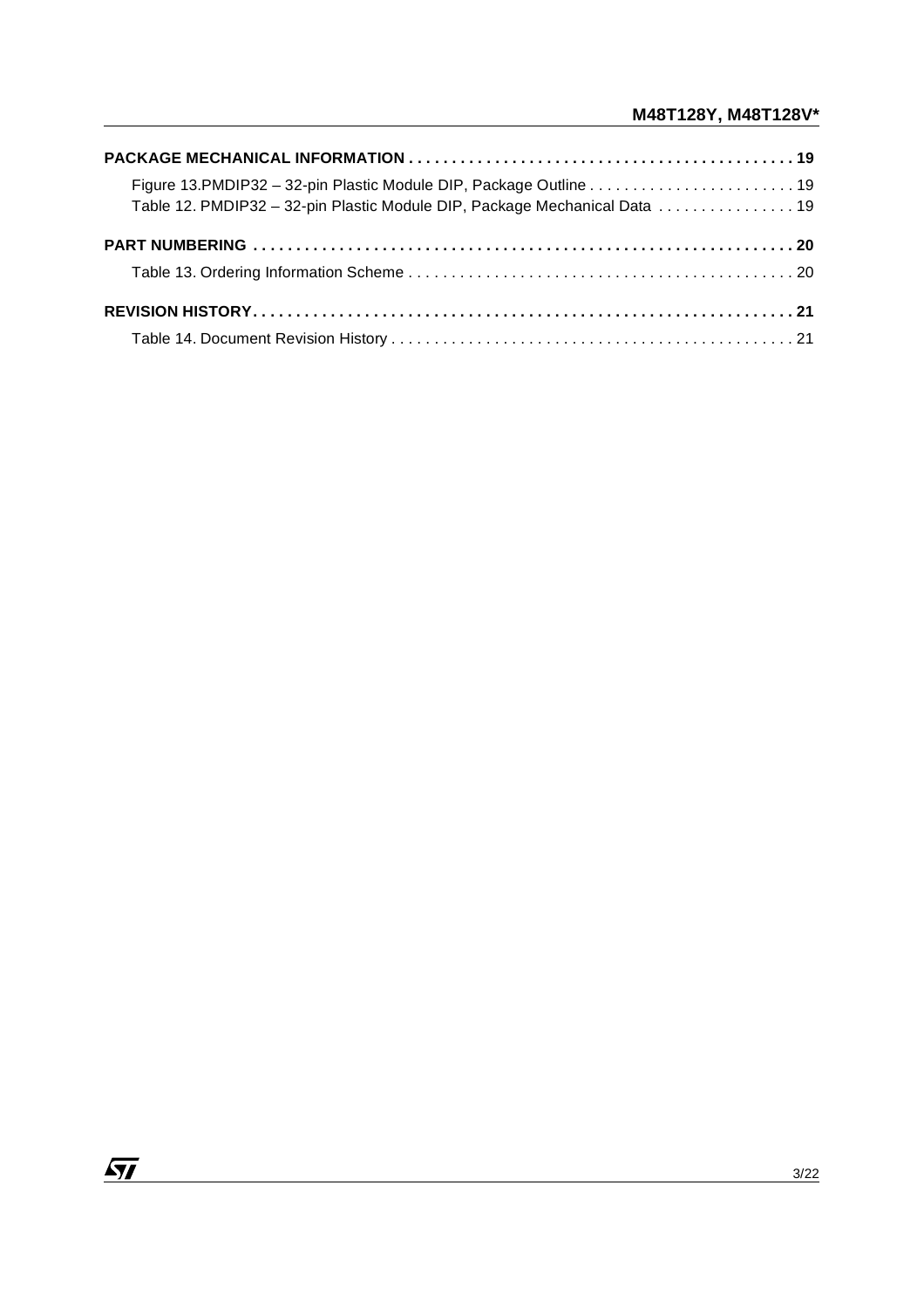**PACKAGE MECHANICAL INFORMATION . . . . . . . . . . . . . . . . . . . . . . . . . . . . . . . . . . . . . . . . . . . . 19**

Figure 13.PMDIP32 – 32-pin Plastic Module DIP, Package Outline . . . . . . . . . . . . . . . . . . . . . . . . 19
Table 12. PMDIP32 – 32-pin Plastic Module DIP, Package Mechanical Data . . . . . . . . . . . . . . . . 19

**PART NUMBERING . . . . . . . . . . . . . . . . . . . . . . . . . . . . . . . . . . . . . . . . . . . . . . . . . . . . . . . . . . . . . . 20**

Table 13. Ordering Information Scheme . . . . . . . . . . . . . . . . . . . . . . . . . . . . . . . . . . . . . . . . . . . . . 20

**REVISION HISTORY. . . . . . . . . . . . . . . . . . . . . . . . . . . . . . . . . . . . . . . . . . . . . . . . . . . . . . . . . . . . . . 21**

Table 14. Document Revision History . . . . . . . . . . . . . . . . . . . . . . . . . . . . . . . . . . . . . . . . . . . . . . . 21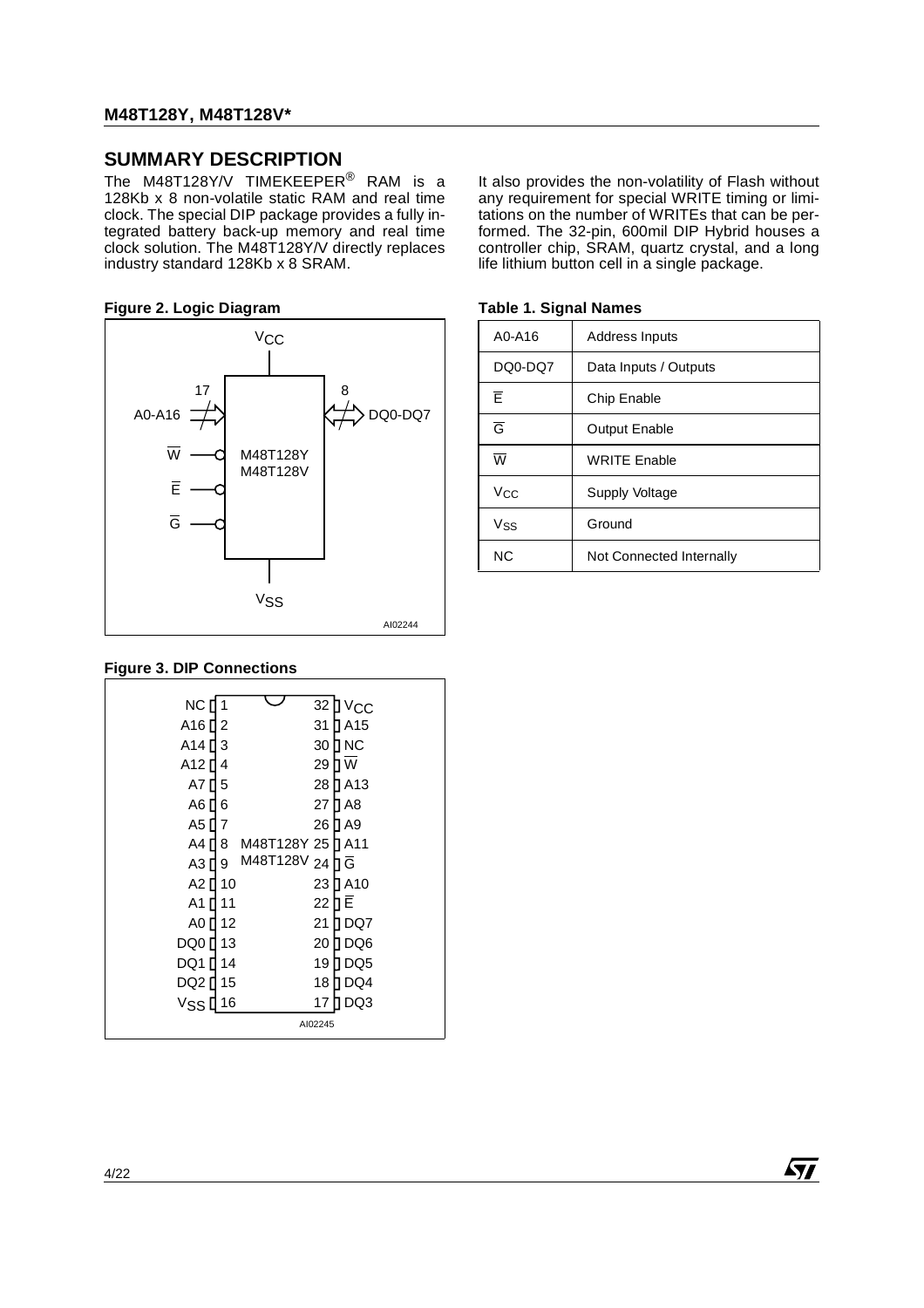## SUMMARY DESCRIPTION

The M48T128Y/V TIMEKEEPER® RAM is a 128Kb x 8 non-volatile static RAM and real time clock. The special DIP package provides a fully integrated battery back-up memory and real time clock solution. The M48T128Y/V directly replaces industry standard 128Kb x 8 SRAM.

It also provides the non-volatility of Flash without any requirement for special WRITE timing or limitations on the number of WRITEs that can be performed. The 32-pin, 600mil DIP Hybrid houses a controller chip, SRAM, quartz crystal, and a long life lithium button cell in a single package.

**Figure 2. Logic Diagram**

**Table 1. Signal Names**

| A0-A16 | Address Inputs |
|---|---|
| DQ0-DQ7 | Data Inputs / Outputs |
| $\overline{E}$ | Chip Enable |
| $\overline{G}$ | Output Enable |
| $\overline{W}$ | WRITE Enable |
| $V_{CC}$ | Supply Voltage |
| $V_{SS}$ | Ground |
| NC | Not Connected Internally |

**Figure 3. DIP Connections**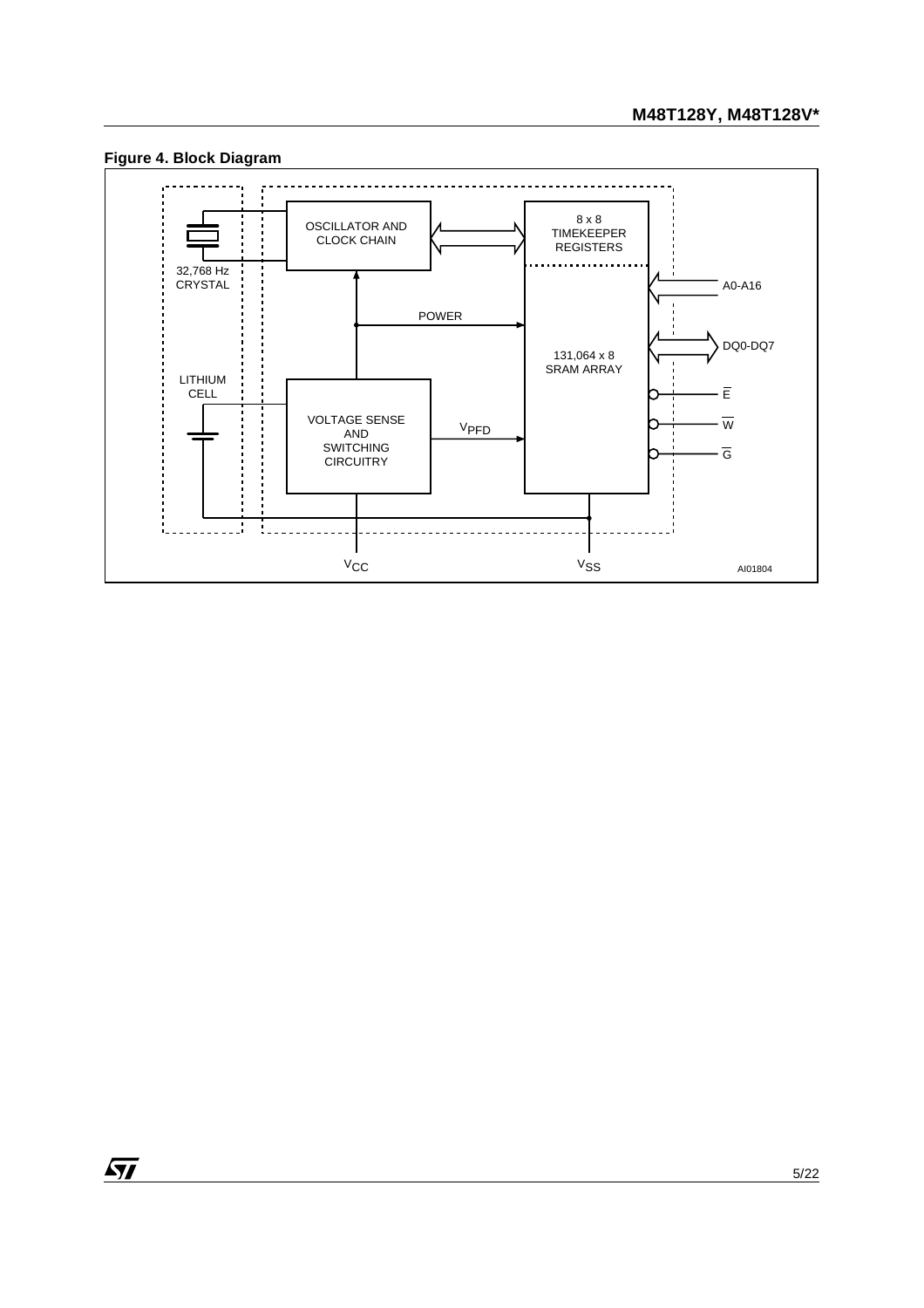**Figure 4. Block Diagram**

OSCILLATOR AND CLOCK CHAIN

8 x 8 TIMEKEEPER REGISTERS

32,768 Hz CRYSTAL

A0-A16

POWER

DQ0-DQ7

131,064 x 8 SRAM ARRAY

LITHIUM CELL

$\overline{E}$

VOLTAGE SENSE AND SWITCHING CIRCUITRY

$V_{PFD}$

$\overline{W}$

$\overline{G}$

$V_{CC}$

$V_{SS}$

AI01804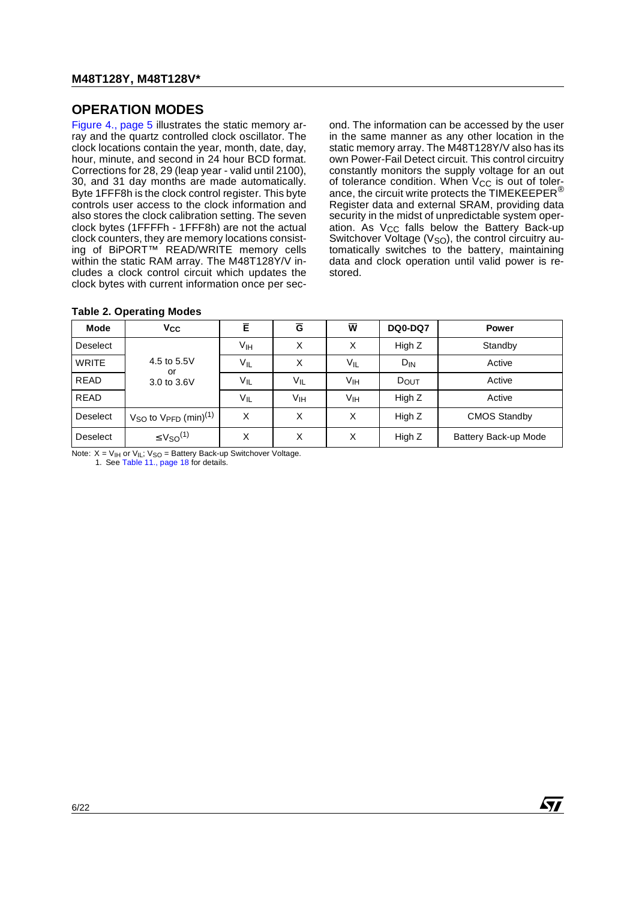## OPERATION MODES

Figure 4., page 5 illustrates the static memory array and the quartz controlled clock oscillator. The clock locations contain the year, month, date, day, hour, minute, and second in 24 hour BCD format. Corrections for 28, 29 (leap year - valid until 2100), 30, and 31 day months are made automatically. Byte 1FFF8h is the clock control register. This byte controls user access to the clock information and also stores the clock calibration setting. The seven clock bytes (1FFFFh - 1FFF8h) are not the actual clock counters, they are memory locations consisting of BiPORT™ READ/WRITE memory cells within the static RAM array. The M48T128Y/V includes a clock control circuit which updates the clock bytes with current information once per second. The information can be accessed by the user in the same manner as any other location in the static memory array. The M48T128Y/V also has its own Power-Fail Detect circuit. This control circuitry constantly monitors the supply voltage for an out of tolerance condition. When $V_{CC}$ is out of tolerance, the circuit write protects the TIMEKEEPER® Register data and external SRAM, providing data security in the midst of unpredictable system operation. As $V_{CC}$ falls below the Battery Back-up Switchover Voltage ($V_{SO}$), the control circuitry automatically switches to the battery, maintaining data and clock operation until valid power is restored.

**Table 2. Operating Modes**

| Mode | $V_{CC}$ | $\overline{E}$ | $\overline{G}$ | $\overline{W}$ | DQ0-DQ7 | Power |
|---|---|---|---|---|---|---|
| Deselect | 4.5 to 5.5V or 3.0 to 3.6V | $V_{IH}$ | X | X | High Z | Standby |
| WRITE | | $V_{IL}$ | X | $V_{IL}$ | $D_{IN}$ | Active |
| READ | | $V_{IL}$ | $V_{IL}$ | $V_{IH}$ | $D_{OUT}$ | Active |
| READ | | $V_{IL}$ | $V_{IH}$ | $V_{IH}$ | High Z | Active |
| Deselect | $V_{SO}$ to $V_{PFD}$ (min)(1) | X | X | X | High Z | CMOS Standby |
| Deselect | $\leq V_{SO}$(1) | X | X | X | High Z | Battery Back-up Mode |

Note: X = $V_{IH}$ or $V_{IL}$; $V_{SO}$ = Battery Back-up Switchover Voltage.
1. See Table 11., page 18 for details.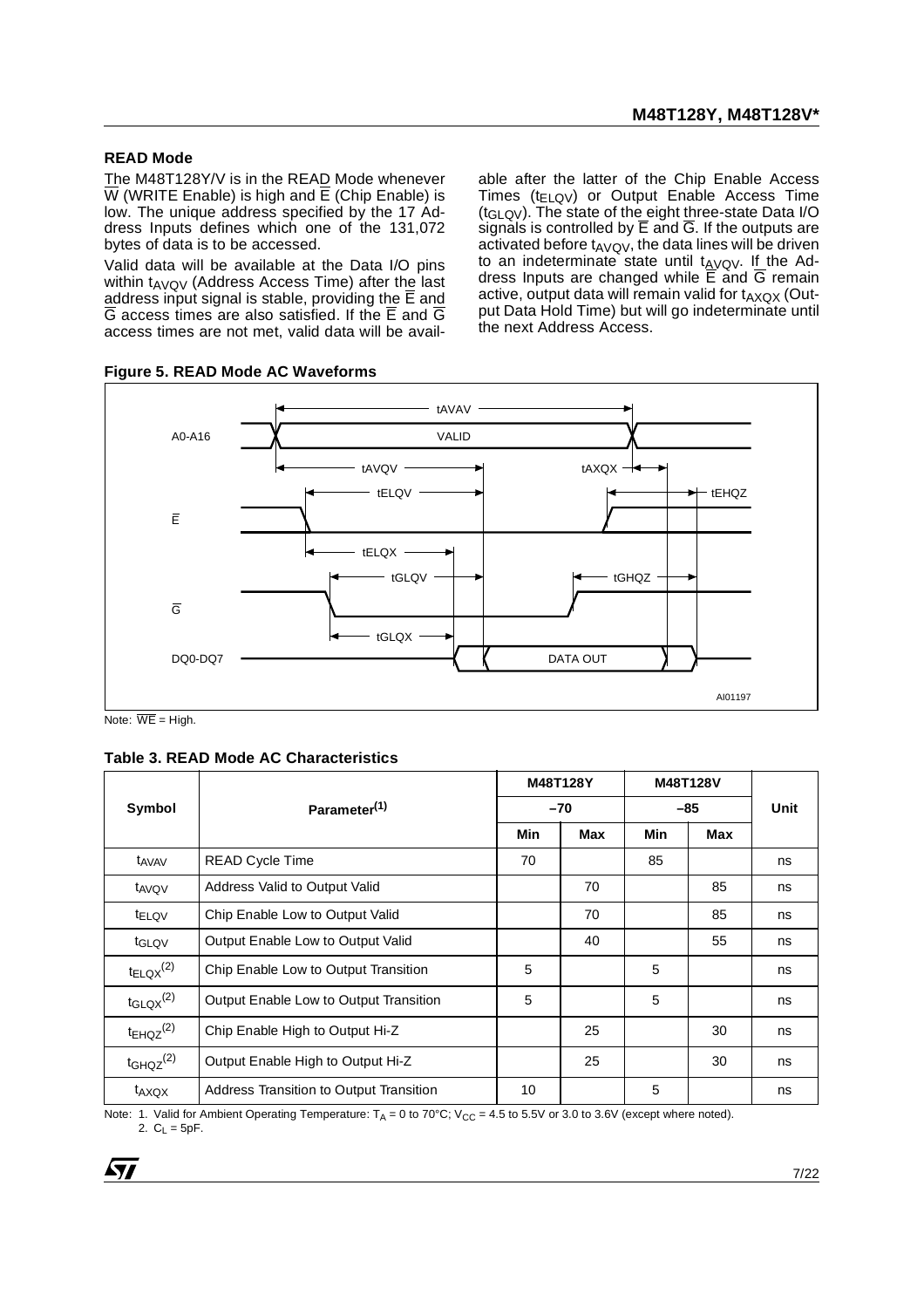### READ Mode

The M48T128Y/V is in the READ Mode whenever $\overline{W}$ (WRITE Enable) is high and $\overline{E}$ (Chip Enable) is low. The unique address specified by the 17 Address Inputs defines which one of the 131,072 bytes of data is to be accessed.

Valid data will be available at the Data I/O pins within $t_{AVQV}$ (Address Access Time) after the last address input signal is stable, providing the $\overline{E}$ and $\overline{G}$ access times are also satisfied. If the $\overline{E}$ and $\overline{G}$ access times are not met, valid data will be available after the latter of the Chip Enable Access Times ($t_{ELQV}$) or Output Enable Access Time ($t_{GLQV}$). The state of the eight three-state Data I/O signals is controlled by $\overline{E}$ and $\overline{G}$. If the outputs are activated before $t_{AVQV}$, the data lines will be driven to an indeterminate state until $t_{AVQV}$. If the Address Inputs are changed while $\overline{E}$ and $\overline{G}$ remain active, output data will remain valid for $t_{AXQX}$ (Output Data Hold Time) but will go indeterminate until the next Address Access.

**Figure 5. READ Mode AC Waveforms**

Note: $\overline{WE}$ = High.

**Table 3. READ Mode AC Characteristics**

| Symbol | Parameter[1] | M48T128Y –70 Min | M48T128Y –70 Max | M48T128V –85 Min | M48T128V –85 Max | Unit |
|---|---|---|---|---|---|---|
| $t_{AVAV}$ | READ Cycle Time | 70 | | 85 | | ns |
| $t_{AVQV}$ | Address Valid to Output Valid | | 70 | | 85 | ns |
| $t_{ELQV}$ | Chip Enable Low to Output Valid | | 70 | | 85 | ns |
| $t_{GLQV}$ | Output Enable Low to Output Valid | | 40 | | 55 | ns |
| $t_{ELQX}$[2] | Chip Enable Low to Output Transition | 5 | | 5 | | ns |
| $t_{GLQX}$[2] | Output Enable Low to Output Transition | 5 | | 5 | | ns |
| $t_{EHQZ}$[2] | Chip Enable High to Output Hi-Z | | 25 | | 30 | ns |
| $t_{GHQZ}$[2] | Output Enable High to Output Hi-Z | | 25 | | 30 | ns |
| $t_{AXQX}$ | Address Transition to Output Transition | 10 | | 5 | | ns |

Note: 1. Valid for Ambient Operating Temperature: $T_A$ = 0 to 70°C; $V_{CC}$ = 4.5 to 5.5V or 3.0 to 3.6V (except where noted).
2. $C_L$ = 5pF.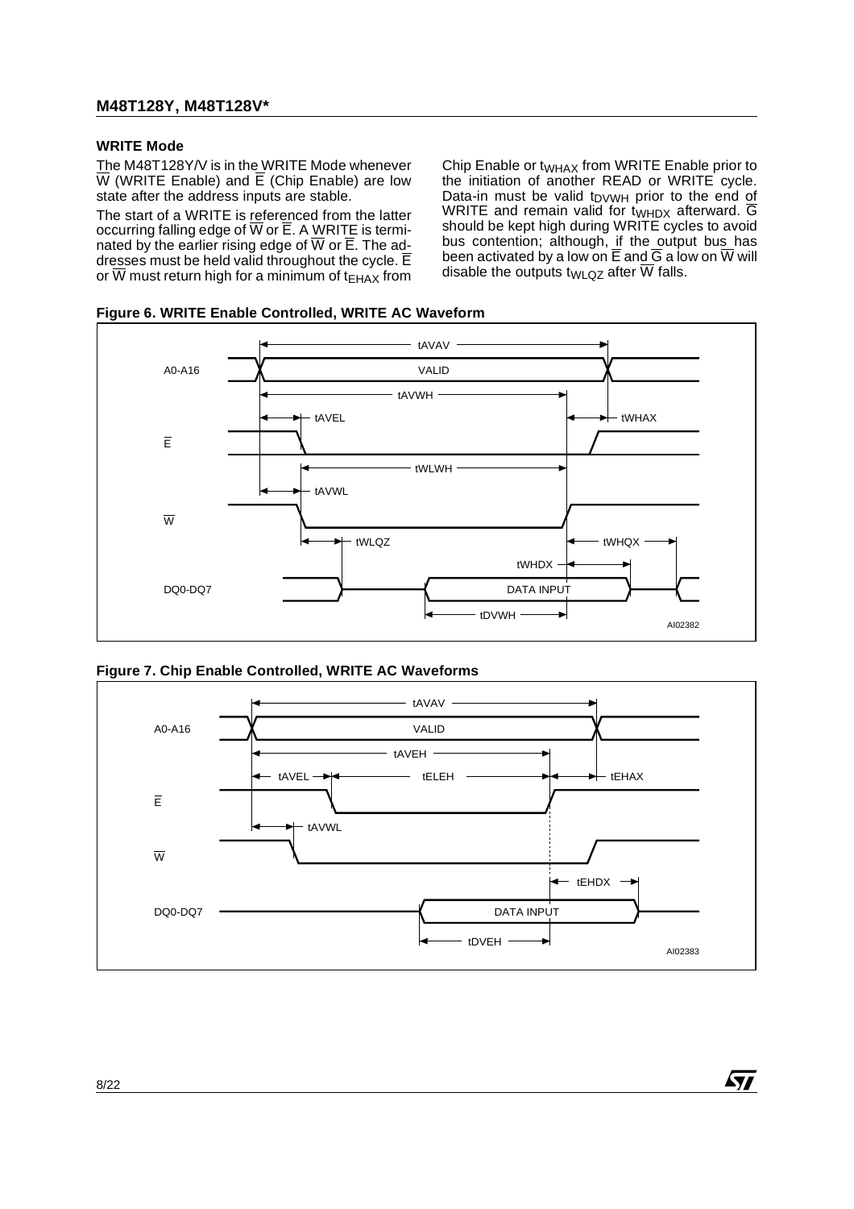### WRITE Mode

The M48T128Y/V is in the WRITE Mode whenever $\overline{W}$ (WRITE Enable) and $\overline{E}$ (Chip Enable) are low state after the address inputs are stable.

The start of a WRITE is referenced from the latter occurring falling edge of $\overline{W}$ or $\overline{E}$. A WRITE is terminated by the earlier rising edge of $\overline{W}$ or $\overline{E}$. The addresses must be held valid throughout the cycle. $\overline{E}$ or $\overline{W}$ must return high for a minimum of $t_{EHAX}$ from Chip Enable or $t_{WHAX}$ from WRITE Enable prior to the initiation of another READ or WRITE cycle. Data-in must be valid $t_{DVWH}$ prior to the end of WRITE and remain valid for $t_{WHDX}$ afterward. $\overline{G}$ should be kept high during WRITE cycles to avoid bus contention; although, if the output bus has been activated by a low on $\overline{E}$ and $\overline{G}$ a low on $\overline{W}$ will disable the outputs $t_{WLQZ}$ after $\overline{W}$ falls.

**Figure 6. WRITE Enable Controlled, WRITE AC Waveform**

**Figure 7. Chip Enable Controlled, WRITE AC Waveforms**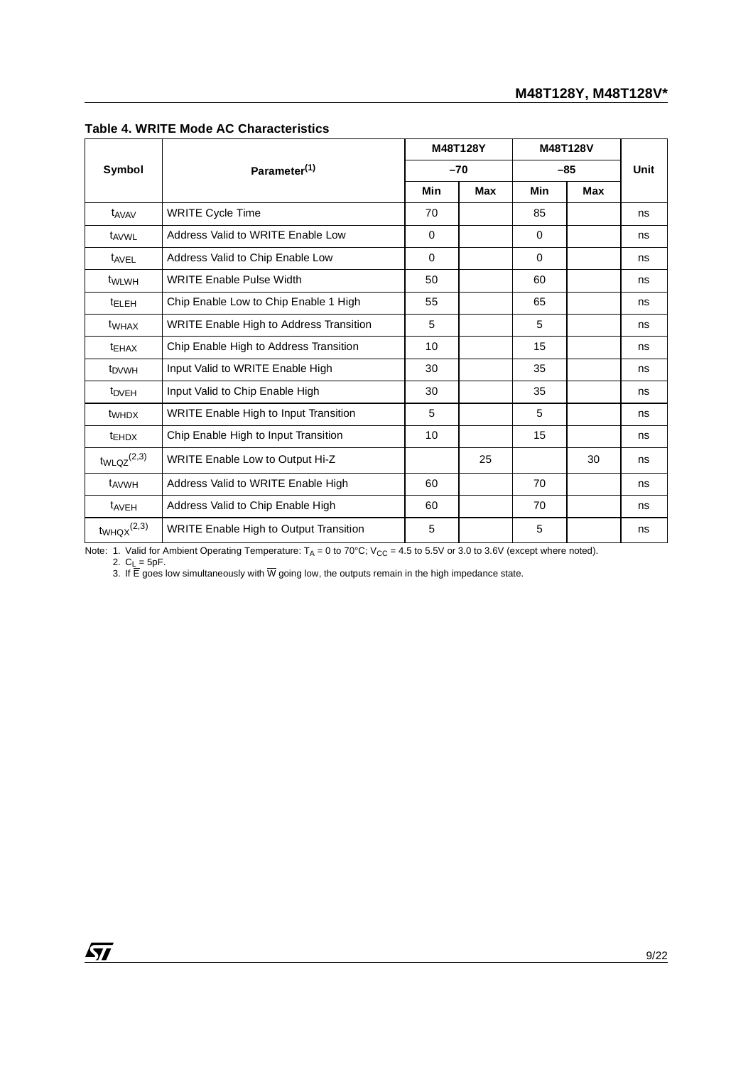**Table 4. WRITE Mode AC Characteristics**

| Symbol | Parameter[(1)] | M48T128Y –70 | | M48T128V –85 | | Unit |
|---|---|---|---|---|---|---|
| | | Min | Max | Min | Max | |
| $t_{AVAV}$ | WRITE Cycle Time | 70 | | 85 | | ns |
| $t_{AVWL}$ | Address Valid to WRITE Enable Low | 0 | | 0 | | ns |
| $t_{AVEL}$ | Address Valid to Chip Enable Low | 0 | | 0 | | ns |
| $t_{WLWH}$ | WRITE Enable Pulse Width | 50 | | 60 | | ns |
| $t_{ELEH}$ | Chip Enable Low to Chip Enable 1 High | 55 | | 65 | | ns |
| $t_{WHAX}$ | WRITE Enable High to Address Transition | 5 | | 5 | | ns |
| $t_{EHAX}$ | Chip Enable High to Address Transition | 10 | | 15 | | ns |
| $t_{DVWH}$ | Input Valid to WRITE Enable High | 30 | | 35 | | ns |
| $t_{DVEH}$ | Input Valid to Chip Enable High | 30 | | 35 | | ns |
| $t_{WHDX}$ | WRITE Enable High to Input Transition | 5 | | 5 | | ns |
| $t_{EHDX}$ | Chip Enable High to Input Transition | 10 | | 15 | | ns |
| $t_{WLQZ}$[(2,3)] | WRITE Enable Low to Output Hi-Z | | 25 | | 30 | ns |
| $t_{AVWH}$ | Address Valid to WRITE Enable High | 60 | | 70 | | ns |
| $t_{AVEH}$ | Address Valid to Chip Enable High | 60 | | 70 | | ns |
| $t_{WHQX}$[(2,3)] | WRITE Enable High to Output Transition | 5 | | 5 | | ns |

Note: 1. Valid for Ambient Operating Temperature: $T_A$ = 0 to 70°C; $V_{CC}$ = 4.5 to 5.5V or 3.0 to 3.6V (except where noted).
2. $C_L$ = 5pF.
3. If $\overline{E}$ goes low simultaneously with $\overline{W}$ going low, the outputs remain in the high impedance state.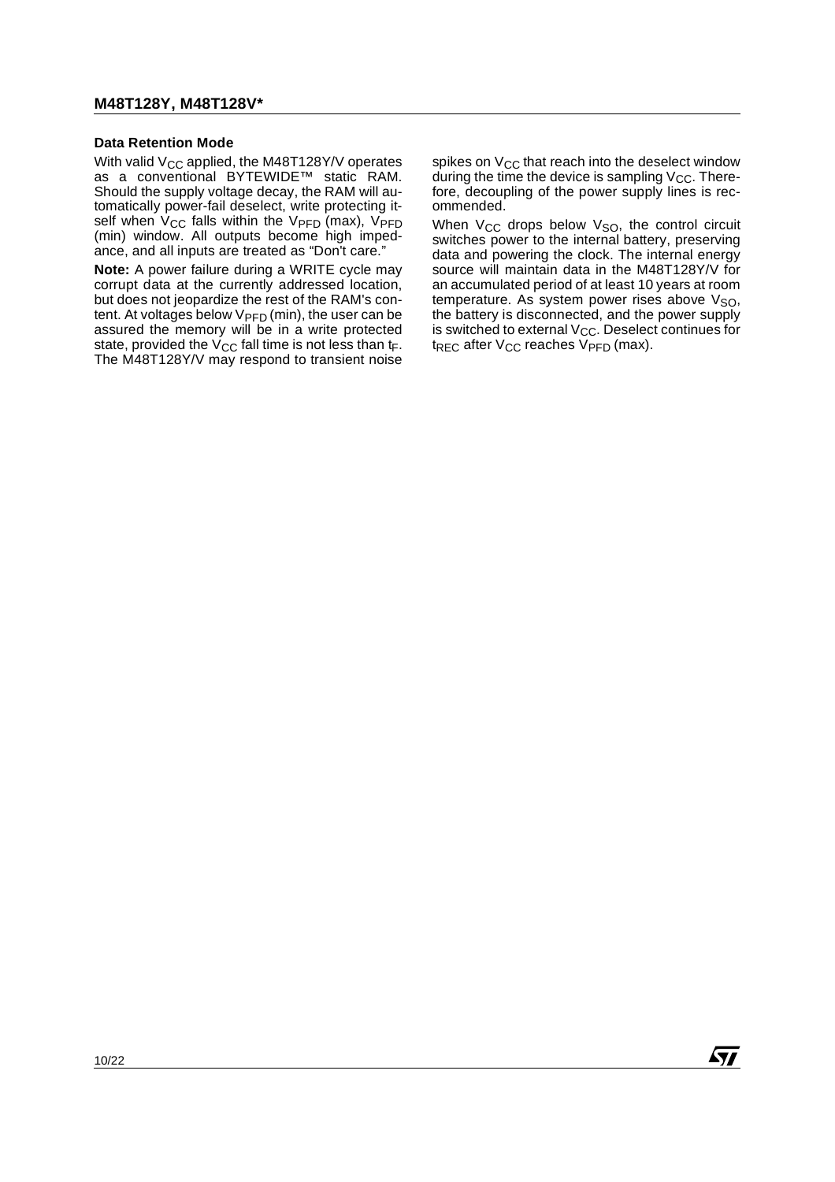### Data Retention Mode

With valid $V_{CC}$ applied, the M48T128Y/V operates as a conventional BYTEWIDE™ static RAM. Should the supply voltage decay, the RAM will automatically power-fail deselect, write protecting itself when $V_{CC}$ falls within the $V_{PFD}$ (max), $V_{PFD}$ (min) window. All outputs become high impedance, and all inputs are treated as "Don't care."

**Note:** A power failure during a WRITE cycle may corrupt data at the currently addressed location, but does not jeopardize the rest of the RAM's content. At voltages below $V_{PFD}$ (min), the user can be assured the memory will be in a write protected state, provided the $V_{CC}$ fall time is not less than $t_F$. The M48T128Y/V may respond to transient noise spikes on $V_{CC}$ that reach into the deselect window during the time the device is sampling $V_{CC}$. Therefore, decoupling of the power supply lines is recommended.

When $V_{CC}$ drops below $V_{SO}$, the control circuit switches power to the internal battery, preserving data and powering the clock. The internal energy source will maintain data in the M48T128Y/V for an accumulated period of at least 10 years at room temperature. As system power rises above $V_{SO}$, the battery is disconnected, and the power supply is switched to external $V_{CC}$. Deselect continues for $t_{REC}$ after $V_{CC}$ reaches $V_{PFD}$ (max).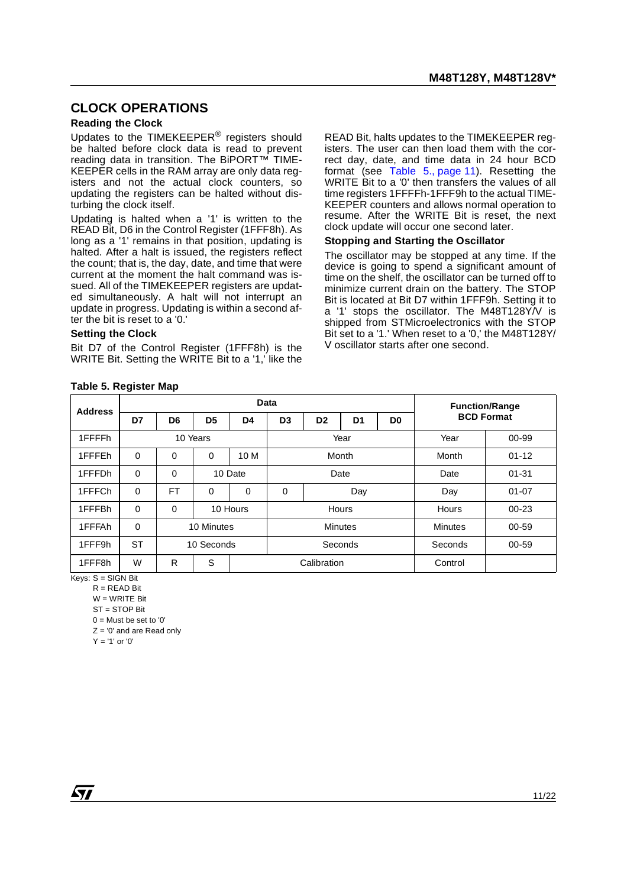## CLOCK OPERATIONS

### Reading the Clock

Updates to the TIMEKEEPER® registers should be halted before clock data is read to prevent reading data in transition. The BiPORT™ TIMEKEEPER cells in the RAM array are only data registers and not the actual clock counters, so updating the registers can be halted without disturbing the clock itself.

Updating is halted when a '1' is written to the READ Bit, D6 in the Control Register (1FFF8h). As long as a '1' remains in that position, updating is halted. After a halt is issued, the registers reflect the count; that is, the day, date, and time that were current at the moment the halt command was issued. All of the TIMEKEEPER registers are updated simultaneously. A halt will not interrupt an update in progress. Updating is within a second after the bit is reset to a '0.'

### Setting the Clock

Bit D7 of the Control Register (1FFF8h) is the WRITE Bit. Setting the WRITE Bit to a '1,' like the READ Bit, halts updates to the TIMEKEEPER registers. The user can then load them with the correct day, date, and time data in 24 hour BCD format (see Table 5., page 11). Resetting the WRITE Bit to a '0' then transfers the values of all time registers 1FFFFh-1FFF9h to the actual TIMEKEEPER counters and allows normal operation to resume. After the WRITE Bit is reset, the next clock update will occur one second later.

### Stopping and Starting the Oscillator

The oscillator may be stopped at any time. If the device is going to spend a significant amount of time on the shelf, the oscillator can be turned off to minimize current drain on the battery. The STOP Bit is located at Bit D7 within 1FFF9h. Setting it to a '1' stops the oscillator. The M48T128Y/V is shipped from STMicroelectronics with the STOP Bit set to a '1.' When reset to a '0,' the M48T128Y/V oscillator starts after one second.

**Table 5. Register Map**

| Address | Data | | | | | | | | Function/Range BCD Format | |
|---|---|---|---|---|---|---|---|---|---|---|
| | D7 | D6 | D5 | D4 | D3 | D2 | D1 | D0 | | |
| 1FFFFh | 10 Years | | | | Year | | | | Year | 00-99 |
| 1FFFEh | 0 | 0 | 0 | 10 M | Month | | | | Month | 01-12 |
| 1FFFDh | 0 | 0 | 10 Date | | Date | | | | Date | 01-31 |
| 1FFFCh | 0 | FT | 0 | 0 | 0 | Day | | | Day | 01-07 |
| 1FFFBh | 0 | 0 | 10 Hours | | Hours | | | | Hours | 00-23 |
| 1FFFAh | 0 | 10 Minutes | | | Minutes | | | | Minutes | 00-59 |
| 1FFF9h | ST | 10 Seconds | | | Seconds | | | | Seconds | 00-59 |
| 1FFF8h | W | R | S | Calibration | | | | | Control | |

Keys: S = SIGN Bit
R = READ Bit
W = WRITE Bit
ST = STOP Bit
0 = Must be set to '0'
Z = '0' and are Read only
Y = '1' or '0'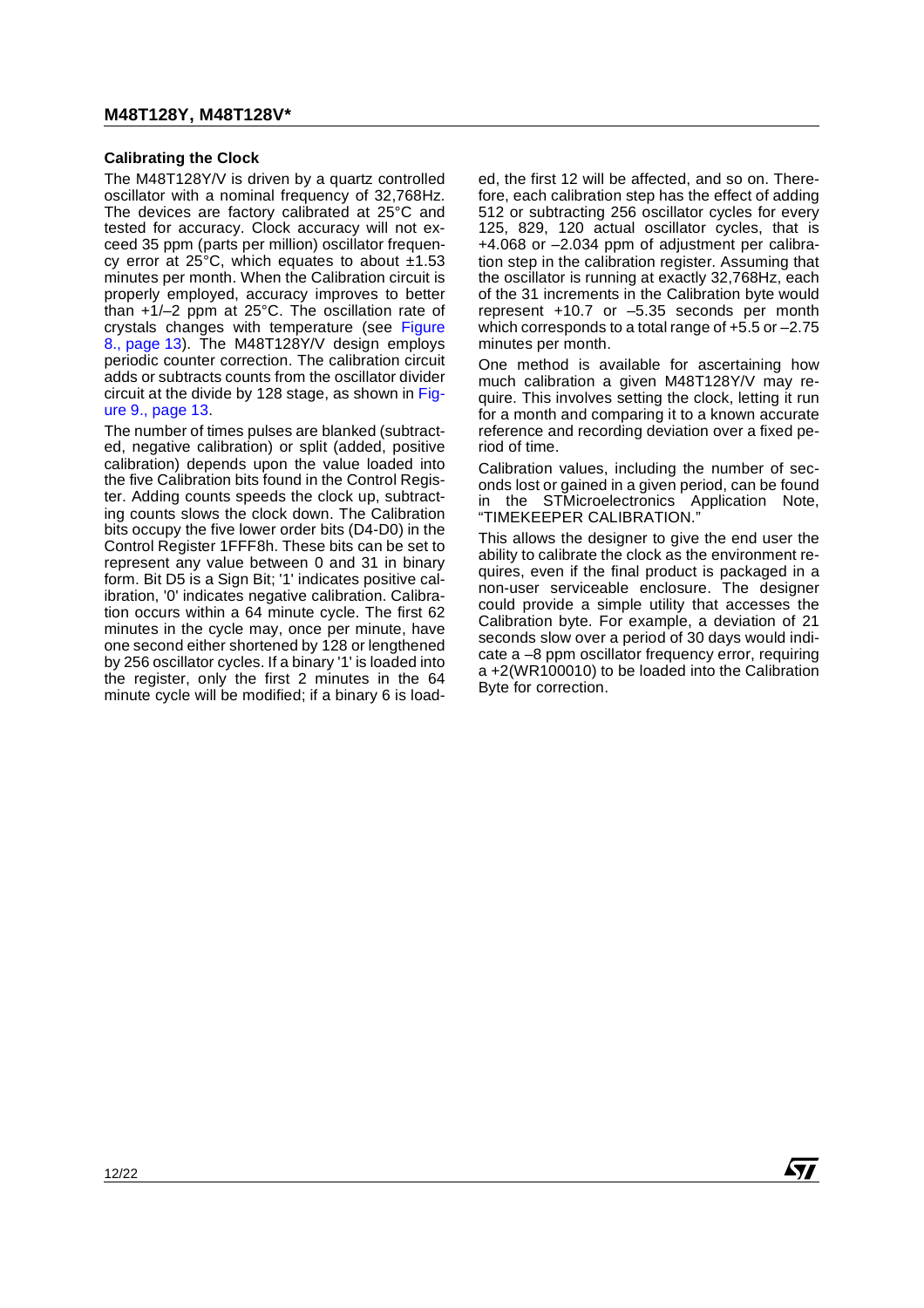### Calibrating the Clock

The M48T128Y/V is driven by a quartz controlled oscillator with a nominal frequency of 32,768Hz. The devices are factory calibrated at 25°C and tested for accuracy. Clock accuracy will not exceed 35 ppm (parts per million) oscillator frequency error at 25°C, which equates to about ±1.53 minutes per month. When the Calibration circuit is properly employed, accuracy improves to better than +1/–2 ppm at 25°C. The oscillation rate of crystals changes with temperature (see Figure 8., page 13). The M48T128Y/V design employs periodic counter correction. The calibration circuit adds or subtracts counts from the oscillator divider circuit at the divide by 128 stage, as shown in Figure 9., page 13.

The number of times pulses are blanked (subtracted, negative calibration) or split (added, positive calibration) depends upon the value loaded into the five Calibration bits found in the Control Register. Adding counts speeds the clock up, subtracting counts slows the clock down. The Calibration bits occupy the five lower order bits (D4-D0) in the Control Register 1FFF8h. These bits can be set to represent any value between 0 and 31 in binary form. Bit D5 is a Sign Bit; '1' indicates positive calibration, '0' indicates negative calibration. Calibration occurs within a 64 minute cycle. The first 62 minutes in the cycle may, once per minute, have one second either shortened by 128 or lengthened by 256 oscillator cycles. If a binary '1' is loaded into the register, only the first 2 minutes in the 64 minute cycle will be modified; if a binary 6 is loaded, the first 12 will be affected, and so on. Therefore, each calibration step has the effect of adding 512 or subtracting 256 oscillator cycles for every 125, 829, 120 actual oscillator cycles, that is +4.068 or –2.034 ppm of adjustment per calibration step in the calibration register. Assuming that the oscillator is running at exactly 32,768Hz, each of the 31 increments in the Calibration byte would represent +10.7 or –5.35 seconds per month which corresponds to a total range of +5.5 or –2.75 minutes per month.

One method is available for ascertaining how much calibration a given M48T128Y/V may require. This involves setting the clock, letting it run for a month and comparing it to a known accurate reference and recording deviation over a fixed period of time.

Calibration values, including the number of seconds lost or gained in a given period, can be found in the STMicroelectronics Application Note, "TIMEKEEPER CALIBRATION."

This allows the designer to give the end user the ability to calibrate the clock as the environment requires, even if the final product is packaged in a non-user serviceable enclosure. The designer could provide a simple utility that accesses the Calibration byte. For example, a deviation of 21 seconds slow over a period of 30 days would indicate a –8 ppm oscillator frequency error, requiring a +2(WR100010) to be loaded into the Calibration Byte for correction.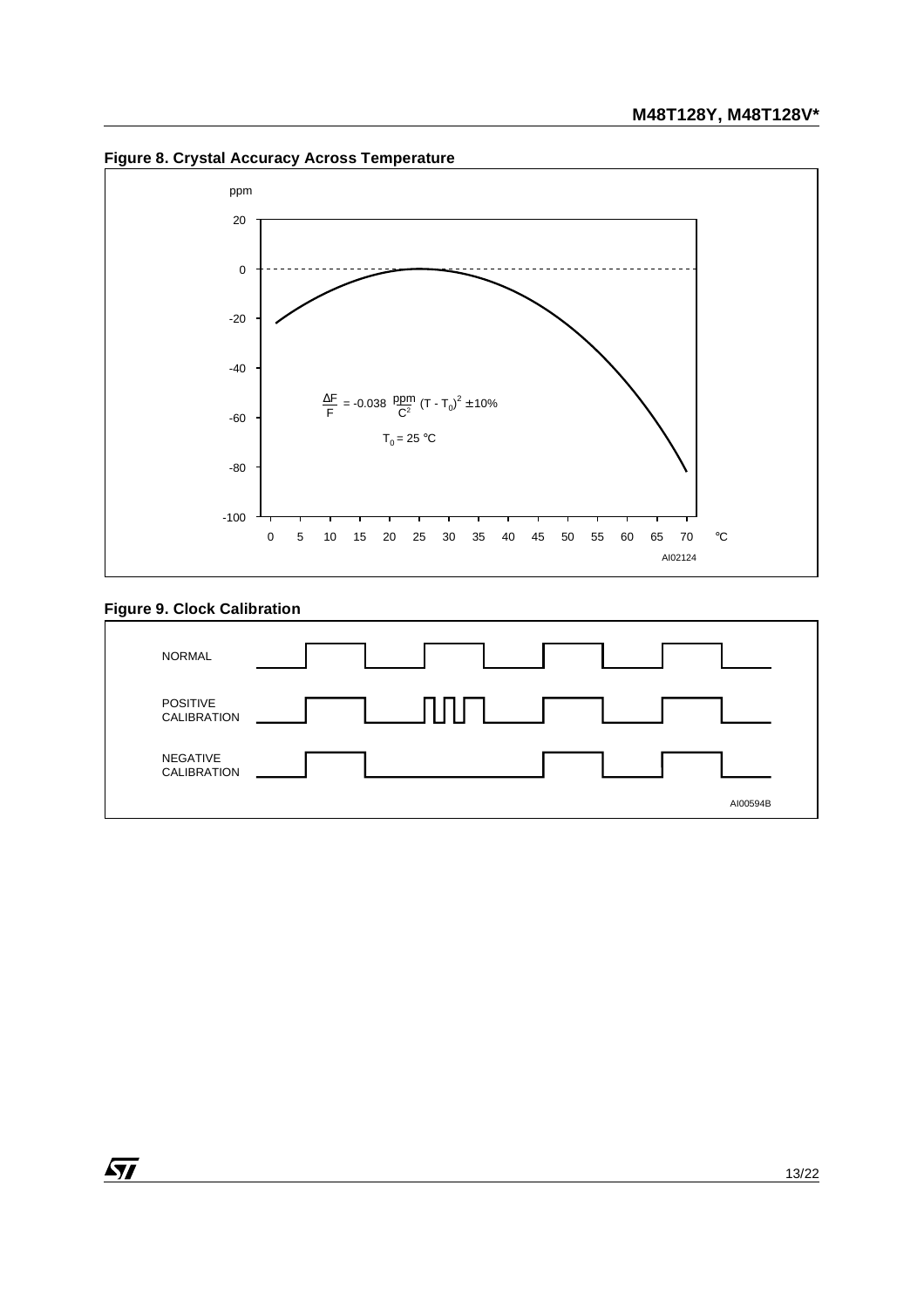**Figure 8. Crystal Accuracy Across Temperature**

$$\frac{\Delta F}{F} = -0.038 \frac{ppm}{C^2} (T - T_0)^2 \pm 10\%$$

$T_0 = 25\ °C$

AI02124

**Figure 9. Clock Calibration**

NORMAL

POSITIVE CALIBRATION

NEGATIVE CALIBRATION

AI00594B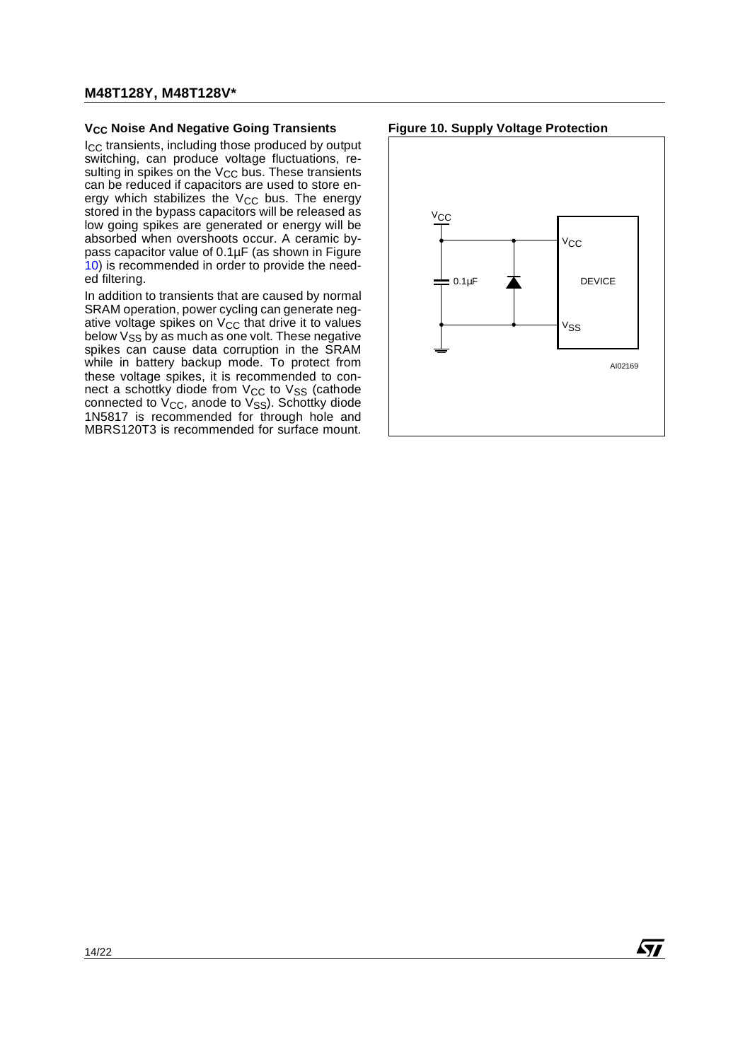### $V_{CC}$ Noise And Negative Going Transients

$I_{CC}$ transients, including those produced by output switching, can produce voltage fluctuations, resulting in spikes on the $V_{CC}$ bus. These transients can be reduced if capacitors are used to store energy which stabilizes the $V_{CC}$ bus. The energy stored in the bypass capacitors will be released as low going spikes are generated or energy will be absorbed when overshoots occur. A ceramic bypass capacitor value of 0.1µF (as shown in Figure 10) is recommended in order to provide the needed filtering.

In addition to transients that are caused by normal SRAM operation, power cycling can generate negative voltage spikes on $V_{CC}$ that drive it to values below $V_{SS}$ by as much as one volt. These negative spikes can cause data corruption in the SRAM while in battery backup mode. To protect from these voltage spikes, it is recommended to connect a schottky diode from $V_{CC}$ to $V_{SS}$ (cathode connected to $V_{CC}$, anode to $V_{SS}$). Schottky diode 1N5817 is recommended for through hole and MBRS120T3 is recommended for surface mount.

**Figure 10. Supply Voltage Protection**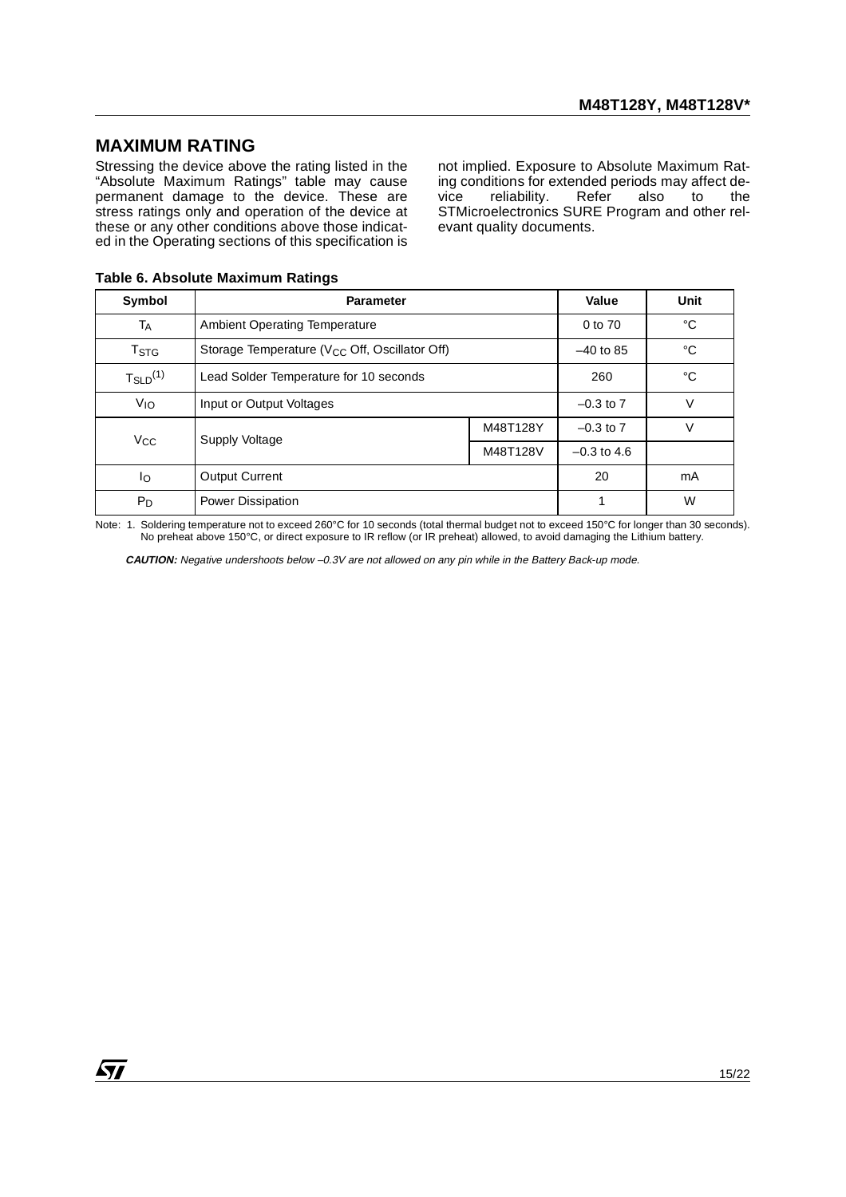## MAXIMUM RATING

Stressing the device above the rating listed in the "Absolute Maximum Ratings" table may cause permanent damage to the device. These are stress ratings only and operation of the device at these or any other conditions above those indicated in the Operating sections of this specification is not implied. Exposure to Absolute Maximum Rating conditions for extended periods may affect device reliability. Refer also to the STMicroelectronics SURE Program and other relevant quality documents.

**Table 6. Absolute Maximum Ratings**

| Symbol | Parameter | | Value | Unit |
|---|---|---|---|---|
| $T_A$ | Ambient Operating Temperature | | 0 to 70 | °C |
| $T_{STG}$ | Storage Temperature ($V_{CC}$ Off, Oscillator Off) | | –40 to 85 | °C |
| $T_{SLD}$[1] | Lead Solder Temperature for 10 seconds | | 260 | °C |
| $V_{IO}$ | Input or Output Voltages | | –0.3 to 7 | V |
| $V_{CC}$ | Supply Voltage | M48T128Y | –0.3 to 7 | V |
| | | M48T128V | –0.3 to 4.6 | |
| $I_O$ | Output Current | | 20 | mA |
| $P_D$ | Power Dissipation | | 1 | W |

Note: 1. Soldering temperature not to exceed 260°C for 10 seconds (total thermal budget not to exceed 150°C for longer than 30 seconds). No preheat above 150°C, or direct exposure to IR reflow (or IR preheat) allowed, to avoid damaging the Lithium battery.

***CAUTION:*** *Negative undershoots below –0.3V are not allowed on any pin while in the Battery Back-up mode.*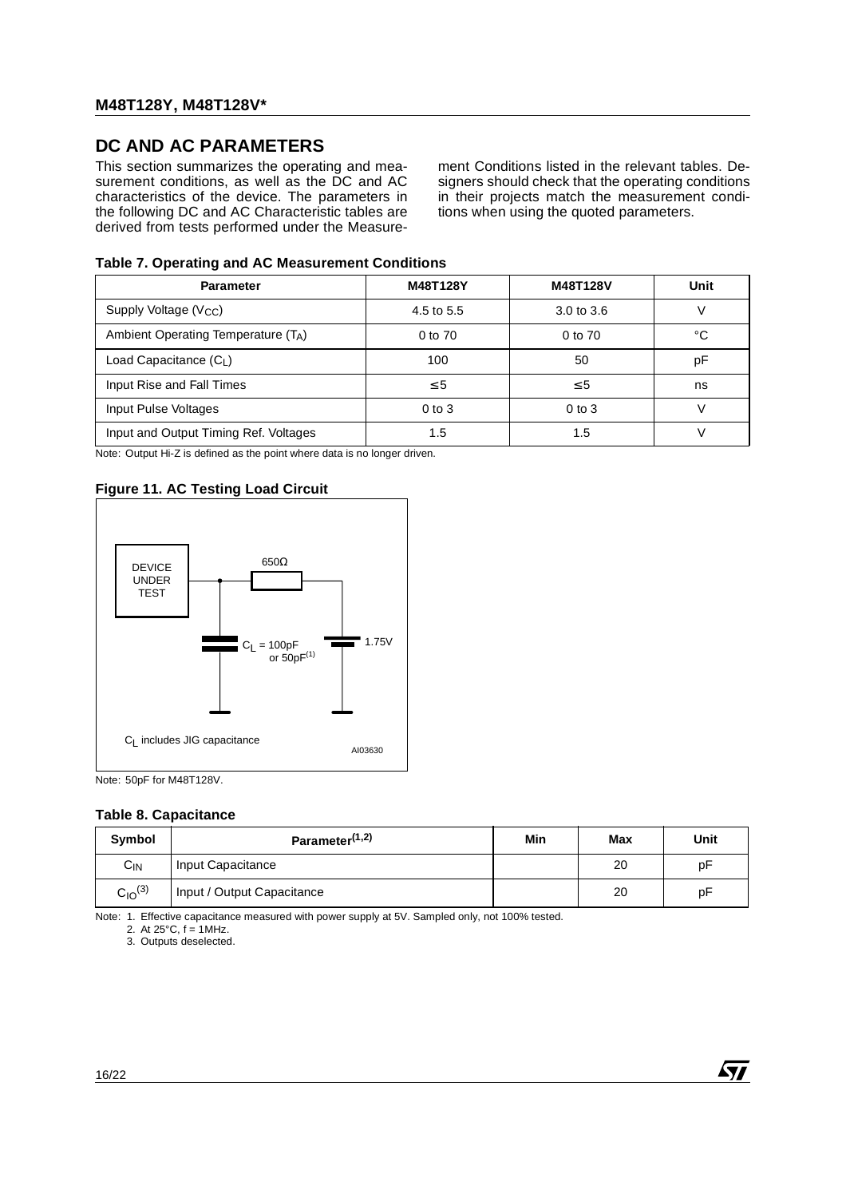## DC AND AC PARAMETERS

This section summarizes the operating and measurement conditions, as well as the DC and AC characteristics of the device. The parameters in the following DC and AC Characteristic tables are derived from tests performed under the Measurement Conditions listed in the relevant tables. Designers should check that the operating conditions in their projects match the measurement conditions when using the quoted parameters.

**Table 7. Operating and AC Measurement Conditions**

| Parameter | M48T128Y | M48T128V | Unit |
|---|---|---|---|
| Supply Voltage ($V_{CC}$) | 4.5 to 5.5 | 3.0 to 3.6 | V |
| Ambient Operating Temperature ($T_A$) | 0 to 70 | 0 to 70 | °C |
| Load Capacitance ($C_L$) | 100 | 50 | pF |
| Input Rise and Fall Times | ≤ 5 | ≤ 5 | ns |
| Input Pulse Voltages | 0 to 3 | 0 to 3 | V |
| Input and Output Timing Ref. Voltages | 1.5 | 1.5 | V |

Note: Output Hi-Z is defined as the point where data is no longer driven.

**Figure 11. AC Testing Load Circuit**

DEVICE UNDER TEST — 650Ω — 1.75V

$C_L$ = 100pF or 50pF[(1)]

$C_L$ includes JIG capacitance

AI03630

Note: 50pF for M48T128V.

**Table 8. Capacitance**

| Symbol | Parameter[(1,2)] | Min | Max | Unit |
|---|---|---|---|---|
| $C_{IN}$ | Input Capacitance | | 20 | pF |
| $C_{IO}$[(3)] | Input / Output Capacitance | | 20 | pF |

Note: 1. Effective capacitance measured with power supply at 5V. Sampled only, not 100% tested.
2. At 25°C, f = 1MHz.
3. Outputs deselected.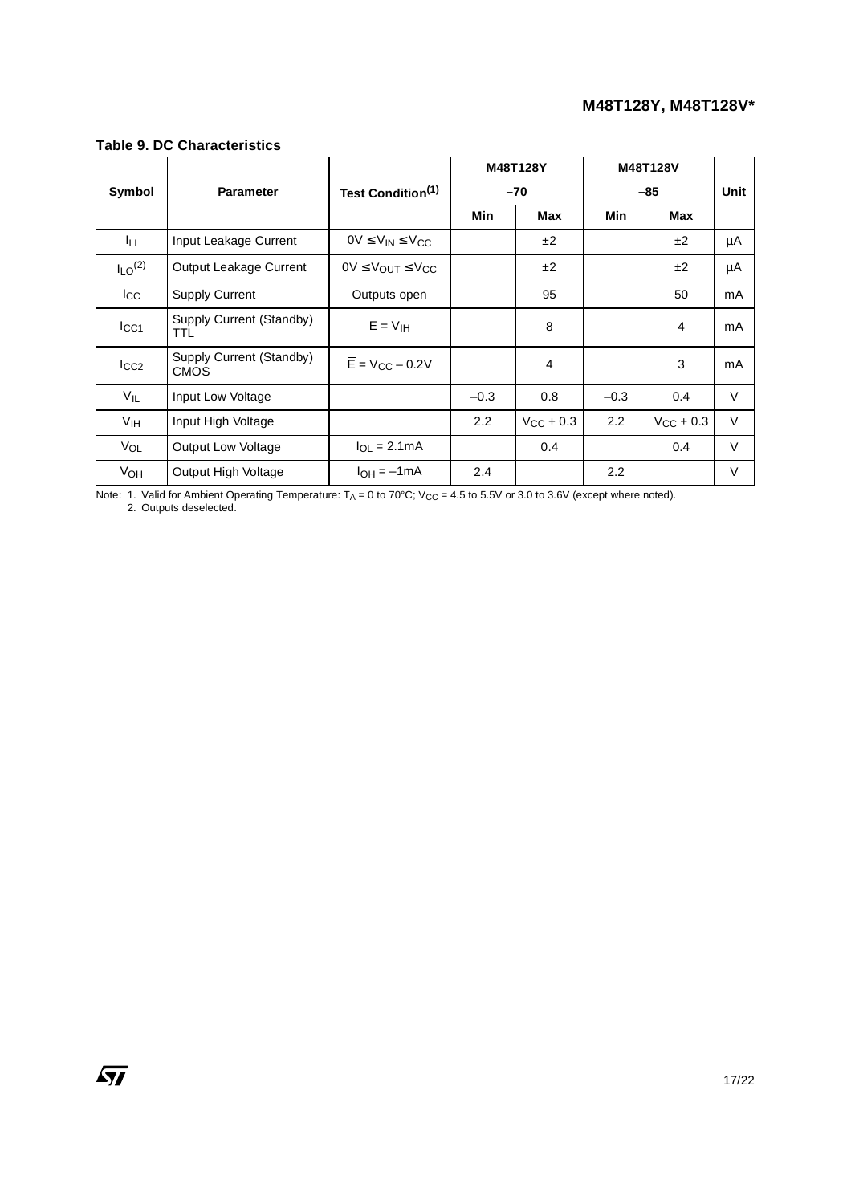**Table 9. DC Characteristics**

| Symbol | Parameter | Test Condition[1] | M48T128Y | | M48T128V | | Unit |
|---|---|---|---|---|---|---|---|
| | | | –70 | | –85 | | |
| | | | Min | Max | Min | Max | |
| $I_{LI}$ | Input Leakage Current | $0V \leq V_{IN} \leq V_{CC}$ | | ±2 | | ±2 | µA |
| $I_{LO}$[2] | Output Leakage Current | $0V \leq V_{OUT} \leq V_{CC}$ | | ±2 | | ±2 | µA |
| $I_{CC}$ | Supply Current | Outputs open | | 95 | | 50 | mA |
| $I_{CC1}$ | Supply Current (Standby) TTL | $\overline{E} = V_{IH}$ | | 8 | | 4 | mA |
| $I_{CC2}$ | Supply Current (Standby) CMOS | $\overline{E} = V_{CC} - 0.2V$ | | 4 | | 3 | mA |
| $V_{IL}$ | Input Low Voltage | | –0.3 | 0.8 | –0.3 | 0.4 | V |
| $V_{IH}$ | Input High Voltage | | 2.2 | $V_{CC}$ + 0.3 | 2.2 | $V_{CC}$ + 0.3 | V |
| $V_{OL}$ | Output Low Voltage | $I_{OL}$ = 2.1mA | | 0.4 | | 0.4 | V |
| $V_{OH}$ | Output High Voltage | $I_{OH}$ = –1mA | 2.4 | | 2.2 | | V |

Note: 1. Valid for Ambient Operating Temperature: $T_A$ = 0 to 70°C; $V_{CC}$ = 4.5 to 5.5V or 3.0 to 3.6V (except where noted).
2. Outputs deselected.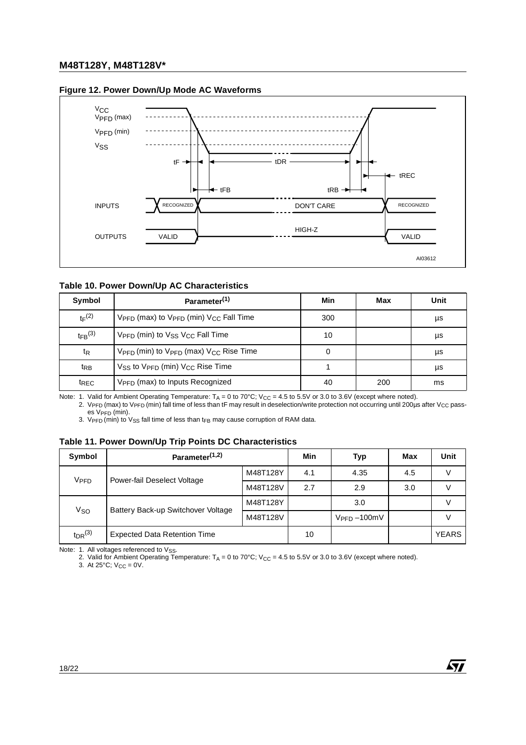**Figure 12. Power Down/Up Mode AC Waveforms**

**Table 10. Power Down/Up AC Characteristics**

| Symbol | Parameter[1] | Min | Max | Unit |
|---|---|---|---|---|
| $t_F$[2] | $V_{PFD}$ (max) to $V_{PFD}$ (min) $V_{CC}$ Fall Time | 300 | | µs |
| $t_{FB}$[3] | $V_{PFD}$ (min) to $V_{SS}$ $V_{CC}$ Fall Time | 10 | | µs |
| $t_R$ | $V_{PFD}$ (min) to $V_{PFD}$ (max) $V_{CC}$ Rise Time | 0 | | µs |
| $t_{RB}$ | $V_{SS}$ to $V_{PFD}$ (min) $V_{CC}$ Rise Time | 1 | | µs |
| $t_{REC}$ | $V_{PFD}$ (max) to Inputs Recognized | 40 | 200 | ms |

Note: 1. Valid for Ambient Operating Temperature: $T_A$ = 0 to 70°C; $V_{CC}$ = 4.5 to 5.5V or 3.0 to 3.6V (except where noted).
2. $V_{PFD}$ (max) to $V_{PFD}$ (min) fall time of less than tF may result in deselection/write protection not occurring until 200µs after $V_{CC}$ passes $V_{PFD}$ (min).
3. $V_{PFD}$ (min) to $V_{SS}$ fall time of less than $t_{FB}$ may cause corruption of RAM data.

**Table 11. Power Down/Up Trip Points DC Characteristics**

| Symbol | Parameter[1,2] | | Min | Typ | Max | Unit |
|---|---|---|---|---|---|---|
| $V_{PFD}$ | Power-fail Deselect Voltage | M48T128Y | 4.1 | 4.35 | 4.5 | V |
| | | M48T128V | 2.7 | 2.9 | 3.0 | V |
| $V_{SO}$ | Battery Back-up Switchover Voltage | M48T128Y | | 3.0 | | V |
| | | M48T128V | | $V_{PFD}$ –100mV | | V |
| $t_{DR}$[3] | Expected Data Retention Time | | 10 | | | YEARS |

Note: 1. All voltages referenced to $V_{SS}$.
2. Valid for Ambient Operating Temperature: $T_A$ = 0 to 70°C; $V_{CC}$ = 4.5 to 5.5V or 3.0 to 3.6V (except where noted).
3. At 25°C; $V_{CC}$ = 0V.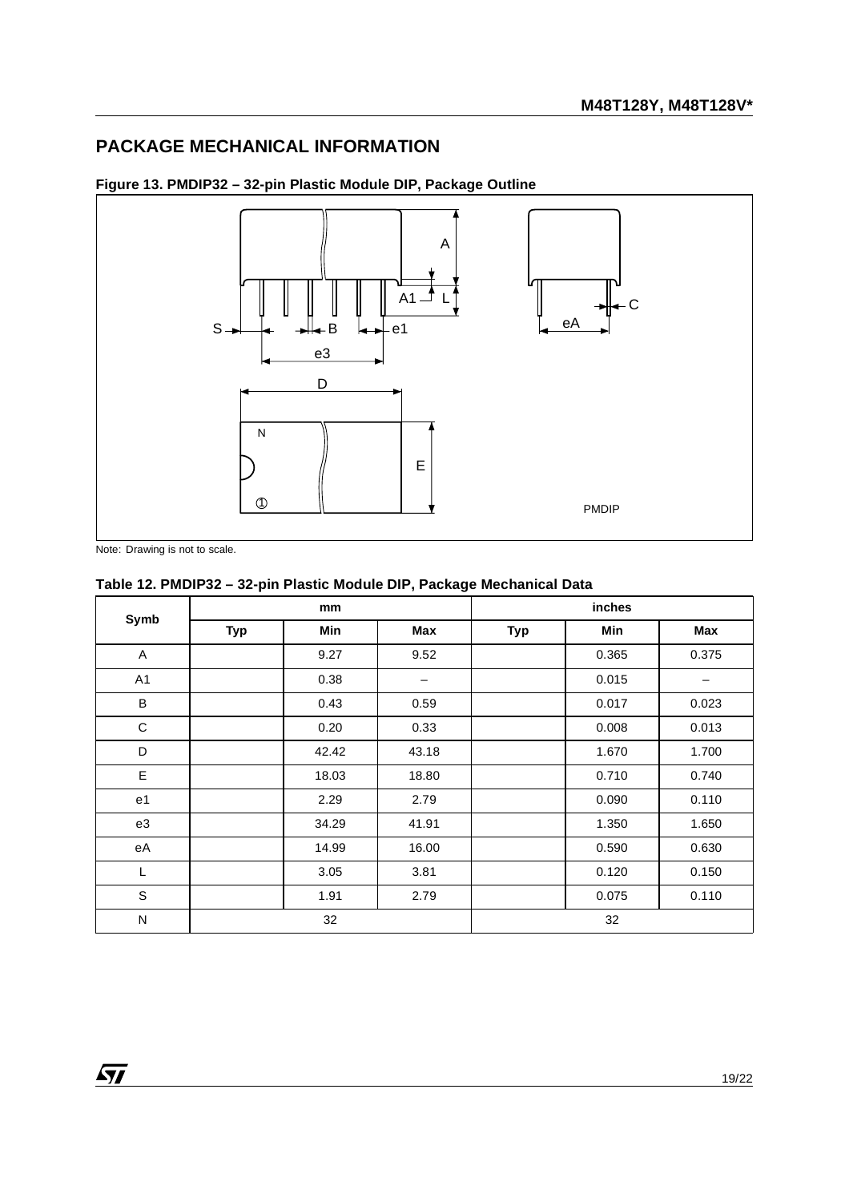## PACKAGE MECHANICAL INFORMATION

**Figure 13. PMDIP32 – 32-pin Plastic Module DIP, Package Outline**

Note: Drawing is not to scale.

**Table 12. PMDIP32 – 32-pin Plastic Module DIP, Package Mechanical Data**

| Symb | mm | | | inches | | |
|---|---|---|---|---|---|---|
| | Typ | Min | Max | Typ | Min | Max |
| A | | 9.27 | 9.52 | | 0.365 | 0.375 |
| A1 | | 0.38 | – | | 0.015 | – |
| B | | 0.43 | 0.59 | | 0.017 | 0.023 |
| C | | 0.20 | 0.33 | | 0.008 | 0.013 |
| D | | 42.42 | 43.18 | | 1.670 | 1.700 |
| E | | 18.03 | 18.80 | | 0.710 | 0.740 |
| e1 | | 2.29 | 2.79 | | 0.090 | 0.110 |
| e3 | | 34.29 | 41.91 | | 1.350 | 1.650 |
| eA | | 14.99 | 16.00 | | 0.590 | 0.630 |
| L | | 3.05 | 3.81 | | 0.120 | 0.150 |
| S | | 1.91 | 2.79 | | 0.075 | 0.110 |
| N | 32 | | | 32 | | |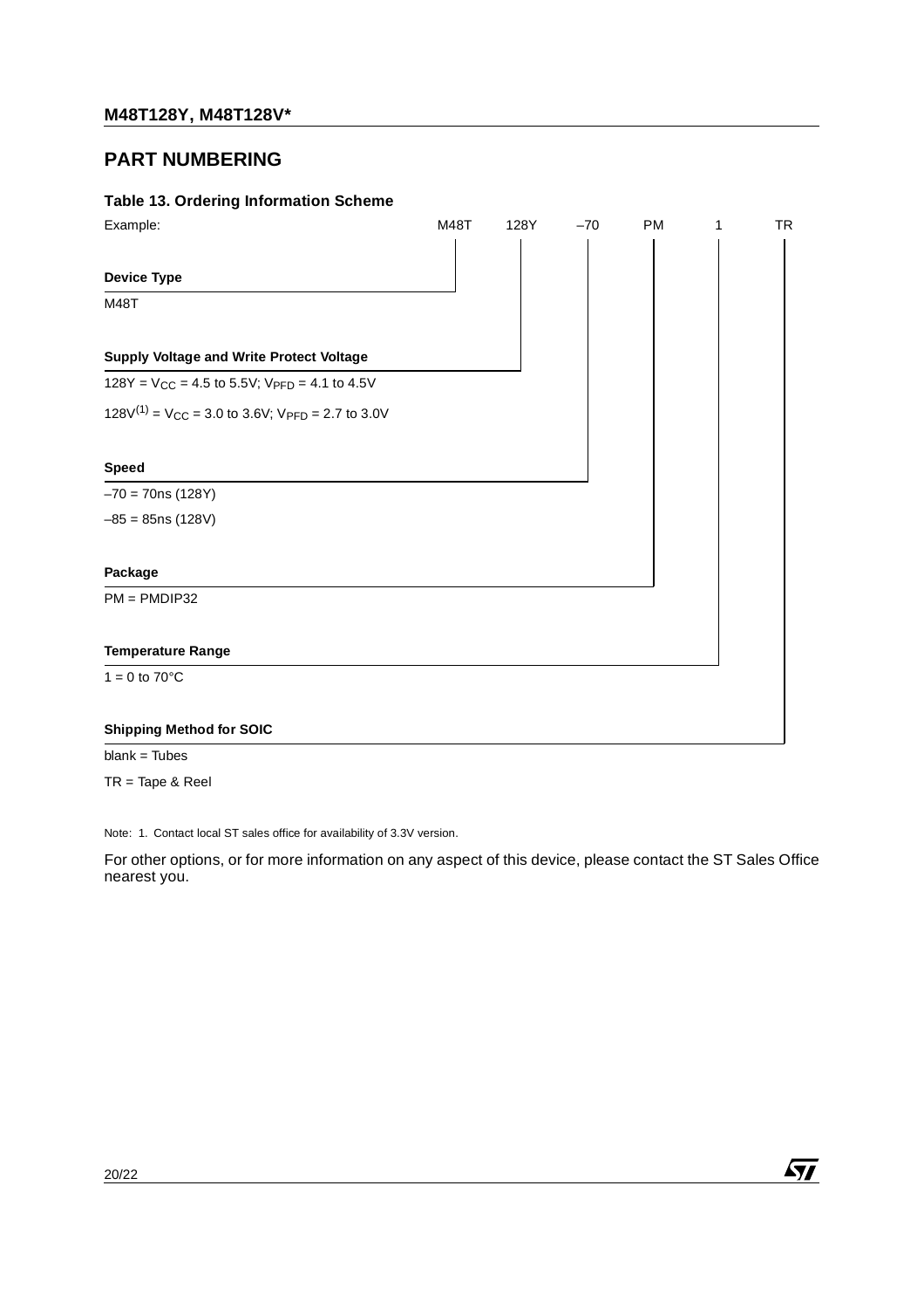## PART NUMBERING

**Table 13. Ordering Information Scheme**

Example: M48T 128Y –70 PM 1 TR

**Device Type**

M48T

**Supply Voltage and Write Protect Voltage**

128Y = $V_{CC}$ = 4.5 to 5.5V; $V_{PFD}$ = 4.1 to 4.5V

128V[1] = $V_{CC}$ = 3.0 to 3.6V; $V_{PFD}$ = 2.7 to 3.0V

**Speed**

–70 = 70ns (128Y)

–85 = 85ns (128V)

**Package**

PM = PMDIP32

**Temperature Range**

1 = 0 to 70°C

**Shipping Method for SOIC**

blank = Tubes

TR = Tape & Reel

Note: 1. Contact local ST sales office for availability of 3.3V version.

For other options, or for more information on any aspect of this device, please contact the ST Sales Office nearest you.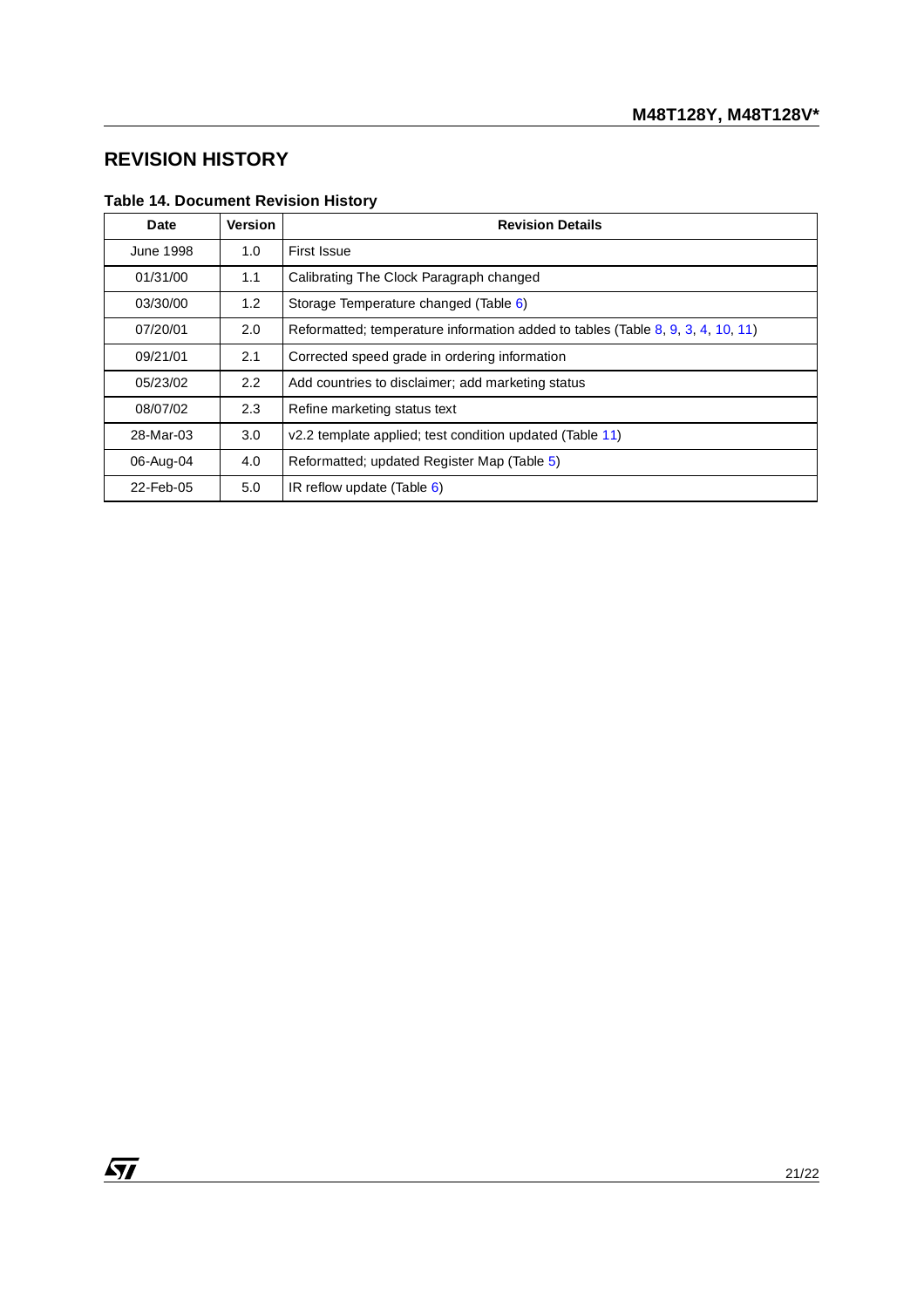## REVISION HISTORY

**Table 14. Document Revision History**

| Date | Version | Revision Details |
|---|---|---|
| June 1998 | 1.0 | First Issue |
| 01/31/00 | 1.1 | Calibrating The Clock Paragraph changed |
| 03/30/00 | 1.2 | Storage Temperature changed (Table 6) |
| 07/20/01 | 2.0 | Reformatted; temperature information added to tables (Table 8, 9, 3, 4, 10, 11) |
| 09/21/01 | 2.1 | Corrected speed grade in ordering information |
| 05/23/02 | 2.2 | Add countries to disclaimer; add marketing status |
| 08/07/02 | 2.3 | Refine marketing status text |
| 28-Mar-03 | 3.0 | v2.2 template applied; test condition updated (Table 11) |
| 06-Aug-04 | 4.0 | Reformatted; updated Register Map (Table 5) |
| 22-Feb-05 | 5.0 | IR reflow update (Table 6) |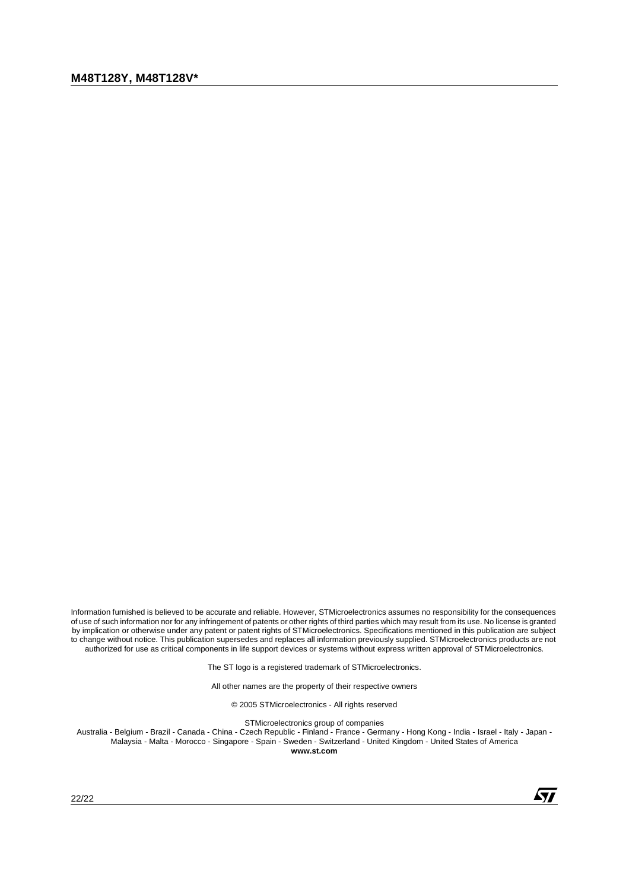Information furnished is believed to be accurate and reliable. However, STMicroelectronics assumes no responsibility for the consequences of use of such information nor for any infringement of patents or other rights of third parties which may result from its use. No license is granted by implication or otherwise under any patent or patent rights of STMicroelectronics. Specifications mentioned in this publication are subject to change without notice. This publication supersedes and replaces all information previously supplied. STMicroelectronics products are not authorized for use as critical components in life support devices or systems without express written approval of STMicroelectronics.

The ST logo is a registered trademark of STMicroelectronics.

All other names are the property of their respective owners

© 2005 STMicroelectronics - All rights reserved

STMicroelectronics group of companies

Australia - Belgium - Brazil - Canada - China - Czech Republic - Finland - France - Germany - Hong Kong - India - Israel - Italy - Japan - Malaysia - Malta - Morocco - Singapore - Spain - Sweden - Switzerland - United Kingdom - United States of America

**www.st.com**